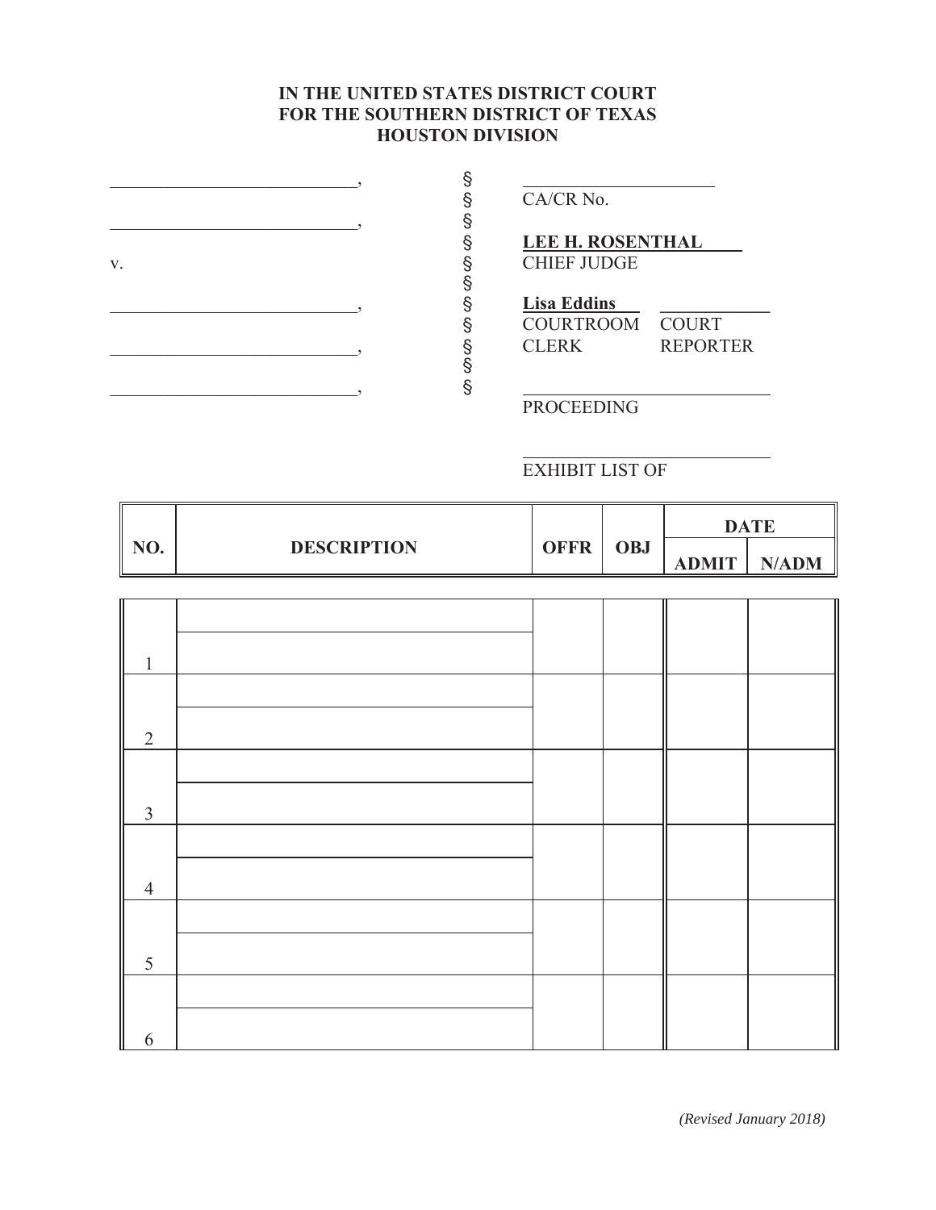**IN THE UNITED STATES DISTRICT COURT**
**FOR THE SOUTHERN DISTRICT OF TEXAS**
**HOUSTON DIVISION**

| | | |
|---|---|---|
| ____________________________, | § | ______________________ |
| | § | CA/CR No. |
| ____________________________, | § | |
| | § | **LEE H. ROSENTHAL** |
| v. | § | CHIEF JUDGE |
| | § | |
| ____________________________, | § | **Lisa Eddins** ____________ |
| | § | COURTROOM CLERK / COURT REPORTER |
| ____________________________, | § | |
| | § | |
| ____________________________, | § | ____________________________ |
| | | PROCEEDING |
| | | |
| | | ____________________________ |
| | | EXHIBIT LIST OF |

| NO. | DESCRIPTION | OFFR | OBJ | DATE | |
|---|---|---|---|---|---|
| | | | | ADMIT | N/ADM |
| 1 | | | | | |
| 2 | | | | | |
| 3 | | | | | |
| 4 | | | | | |
| 5 | | | | | |
| 6 | | | | | |

*(Revised January 2018)*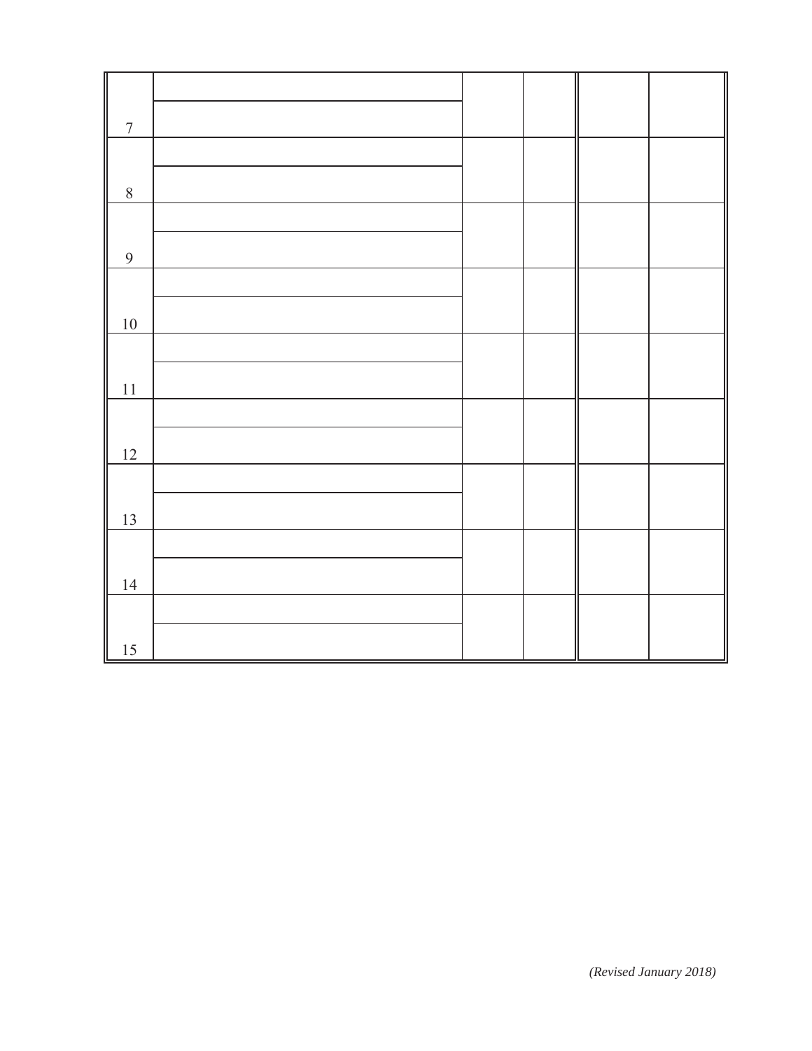| | | | | | |
|---|---|---|---|---|---|
| 7 | | | | | |
| 8 | | | | | |
| 9 | | | | | |
| 10 | | | | | |
| 11 | | | | | |
| 12 | | | | | |
| 13 | | | | | |
| 14 | | | | | |
| 15 | | | | | |

*(Revised January 2018)*